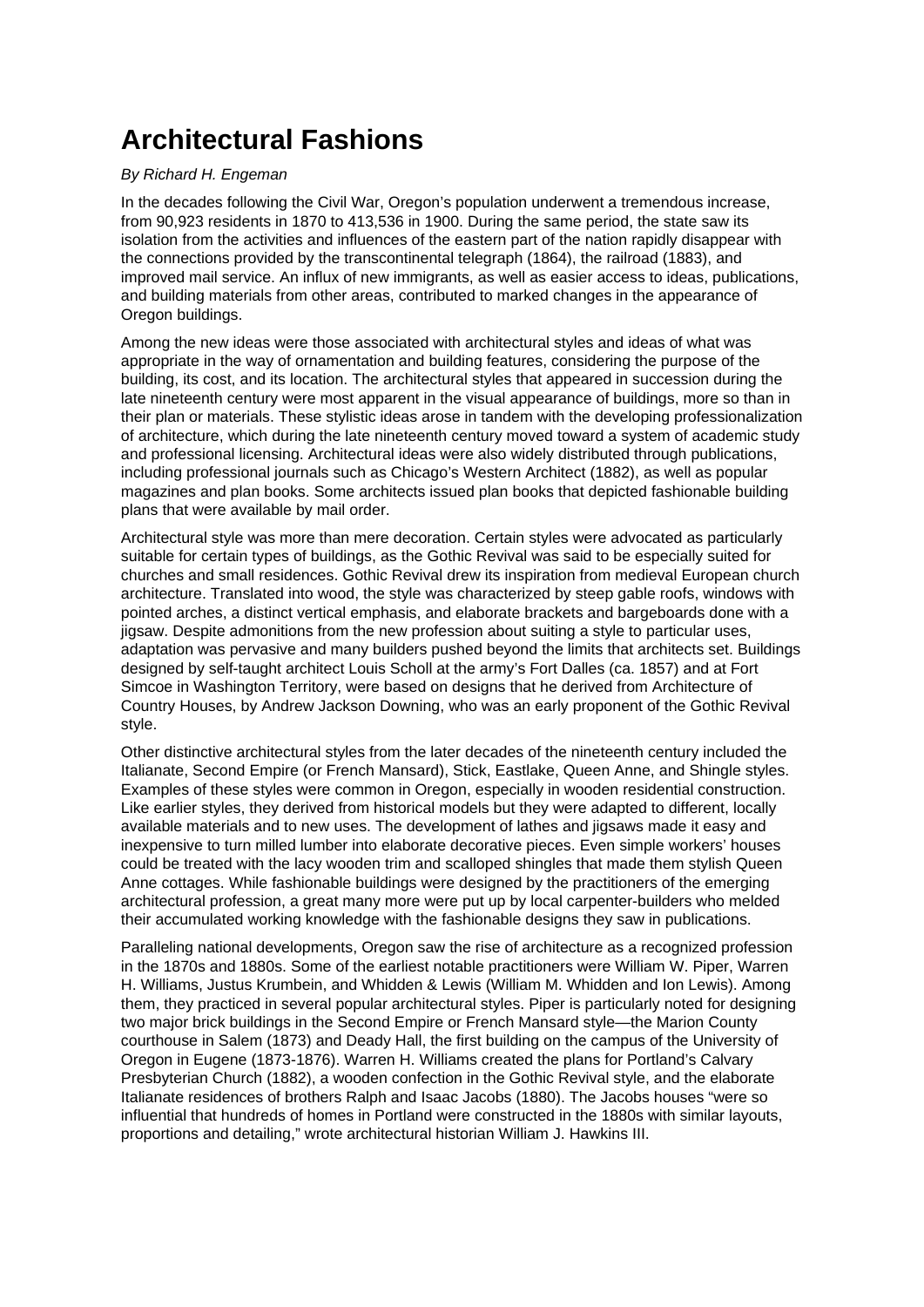# Architectural Fashions

*By Richard H. Engeman*

In the decades following the Civil War, Oregon's population underwent a tremendous increase, from 90,923 residents in 1870 to 413,536 in 1900. During the same period, the state saw its isolation from the activities and influences of the eastern part of the nation rapidly disappear with the connections provided by the transcontinental telegraph (1864), the railroad (1883), and improved mail service. An influx of new immigrants, as well as easier access to ideas, publications, and building materials from other areas, contributed to marked changes in the appearance of Oregon buildings.

Among the new ideas were those associated with architectural styles and ideas of what was appropriate in the way of ornamentation and building features, considering the purpose of the building, its cost, and its location. The architectural styles that appeared in succession during the late nineteenth century were most apparent in the visual appearance of buildings, more so than in their plan or materials. These stylistic ideas arose in tandem with the developing professionalization of architecture, which during the late nineteenth century moved toward a system of academic study and professional licensing. Architectural ideas were also widely distributed through publications, including professional journals such as Chicago's Western Architect (1882), as well as popular magazines and plan books. Some architects issued plan books that depicted fashionable building plans that were available by mail order.

Architectural style was more than mere decoration. Certain styles were advocated as particularly suitable for certain types of buildings, as the Gothic Revival was said to be especially suited for churches and small residences. Gothic Revival drew its inspiration from medieval European church architecture. Translated into wood, the style was characterized by steep gable roofs, windows with pointed arches, a distinct vertical emphasis, and elaborate brackets and bargeboards done with a jigsaw. Despite admonitions from the new profession about suiting a style to particular uses, adaptation was pervasive and many builders pushed beyond the limits that architects set. Buildings designed by self-taught architect Louis Scholl at the army's Fort Dalles (ca. 1857) and at Fort Simcoe in Washington Territory, were based on designs that he derived from Architecture of Country Houses, by Andrew Jackson Downing, who was an early proponent of the Gothic Revival style.

Other distinctive architectural styles from the later decades of the nineteenth century included the Italianate, Second Empire (or French Mansard), Stick, Eastlake, Queen Anne, and Shingle styles. Examples of these styles were common in Oregon, especially in wooden residential construction. Like earlier styles, they derived from historical models but they were adapted to different, locally available materials and to new uses. The development of lathes and jigsaws made it easy and inexpensive to turn milled lumber into elaborate decorative pieces. Even simple workers' houses could be treated with the lacy wooden trim and scalloped shingles that made them stylish Queen Anne cottages. While fashionable buildings were designed by the practitioners of the emerging architectural profession, a great many more were put up by local carpenter-builders who melded their accumulated working knowledge with the fashionable designs they saw in publications.

Paralleling national developments, Oregon saw the rise of architecture as a recognized profession in the 1870s and 1880s. Some of the earliest notable practitioners were William W. Piper, Warren H. Williams, Justus Krumbein, and Whidden & Lewis (William M. Whidden and Ion Lewis). Among them, they practiced in several popular architectural styles. Piper is particularly noted for designing two major brick buildings in the Second Empire or French Mansard style—the Marion County courthouse in Salem (1873) and Deady Hall, the first building on the campus of the University of Oregon in Eugene (1873-1876). Warren H. Williams created the plans for Portland's Calvary Presbyterian Church (1882), a wooden confection in the Gothic Revival style, and the elaborate Italianate residences of brothers Ralph and Isaac Jacobs (1880). The Jacobs houses "were so influential that hundreds of homes in Portland were constructed in the 1880s with similar layouts, proportions and detailing," wrote architectural historian William J. Hawkins III.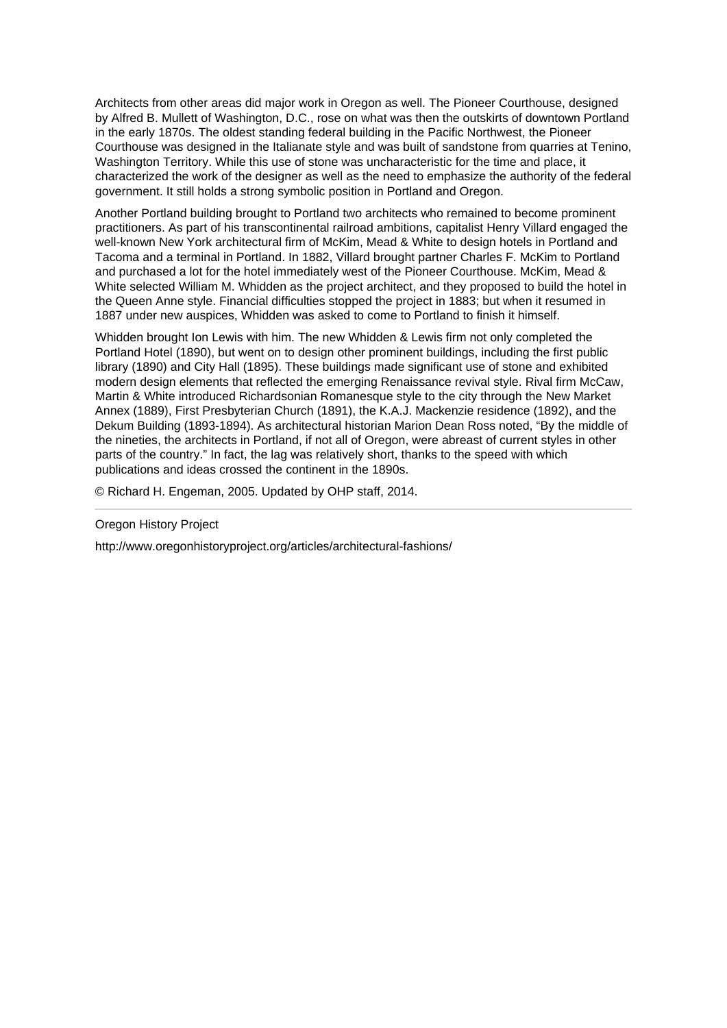Architects from other areas did major work in Oregon as well. The Pioneer Courthouse, designed by Alfred B. Mullett of Washington, D.C., rose on what was then the outskirts of downtown Portland in the early 1870s. The oldest standing federal building in the Pacific Northwest, the Pioneer Courthouse was designed in the Italianate style and was built of sandstone from quarries at Tenino, Washington Territory. While this use of stone was uncharacteristic for the time and place, it characterized the work of the designer as well as the need to emphasize the authority of the federal government. It still holds a strong symbolic position in Portland and Oregon.

Another Portland building brought to Portland two architects who remained to become prominent practitioners. As part of his transcontinental railroad ambitions, capitalist Henry Villard engaged the well-known New York architectural firm of McKim, Mead & White to design hotels in Portland and Tacoma and a terminal in Portland. In 1882, Villard brought partner Charles F. McKim to Portland and purchased a lot for the hotel immediately west of the Pioneer Courthouse. McKim, Mead & White selected William M. Whidden as the project architect, and they proposed to build the hotel in the Queen Anne style. Financial difficulties stopped the project in 1883; but when it resumed in 1887 under new auspices, Whidden was asked to come to Portland to finish it himself.

Whidden brought Ion Lewis with him. The new Whidden & Lewis firm not only completed the Portland Hotel (1890), but went on to design other prominent buildings, including the first public library (1890) and City Hall (1895). These buildings made significant use of stone and exhibited modern design elements that reflected the emerging Renaissance revival style. Rival firm McCaw, Martin & White introduced Richardsonian Romanesque style to the city through the New Market Annex (1889), First Presbyterian Church (1891), the K.A.J. Mackenzie residence (1892), and the Dekum Building (1893-1894). As architectural historian Marion Dean Ross noted, "By the middle of the nineties, the architects in Portland, if not all of Oregon, were abreast of current styles in other parts of the country." In fact, the lag was relatively short, thanks to the speed with which publications and ideas crossed the continent in the 1890s.

© Richard H. Engeman, 2005. Updated by OHP staff, 2014.

---

Oregon History Project

http://www.oregonhistoryproject.org/articles/architectural-fashions/